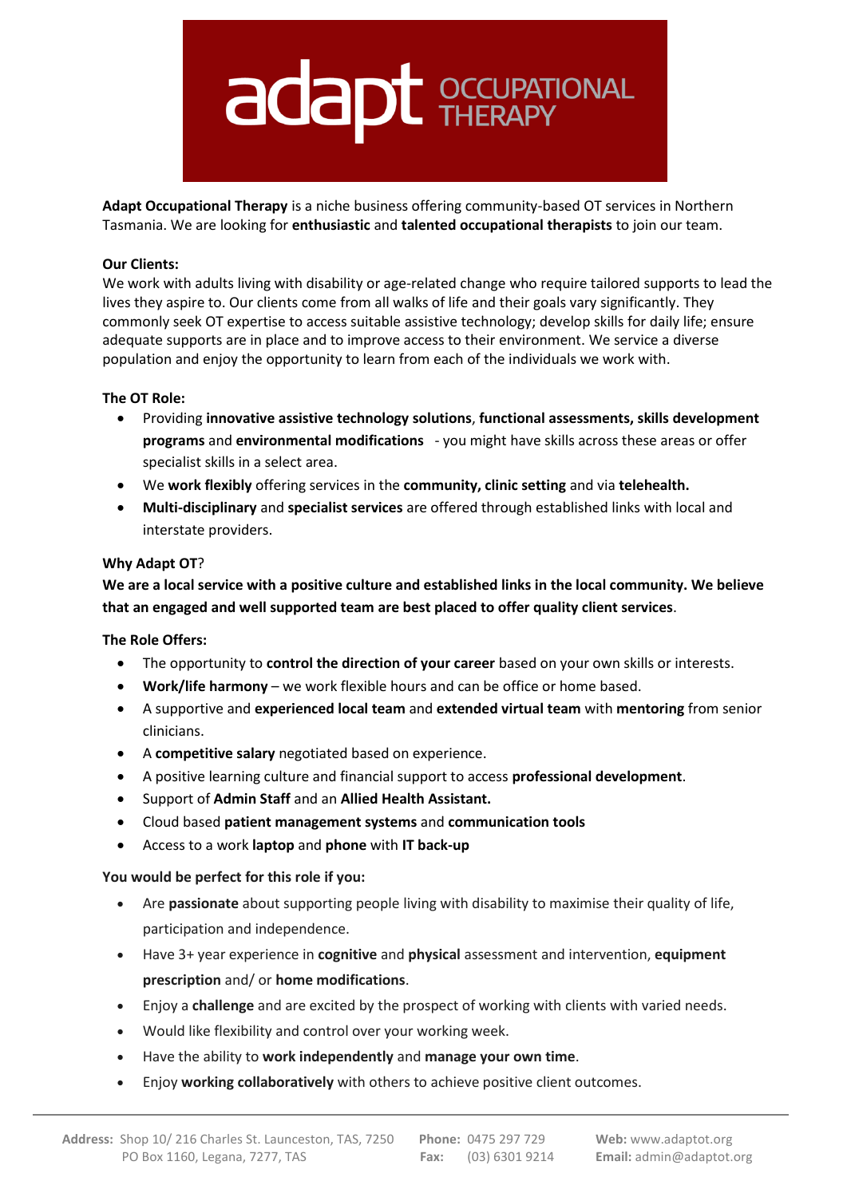# adapt OCCUPATIONAL THERAPY

**Adapt Occupational Therapy** is a niche business offering community-based OT services in Northern Tasmania. We are looking for **enthusiastic** and **talented occupational therapists** to join our team.

**Our Clients:**

We work with adults living with disability or age-related change who require tailored supports to lead the lives they aspire to. Our clients come from all walks of life and their goals vary significantly. They commonly seek OT expertise to access suitable assistive technology; develop skills for daily life; ensure adequate supports are in place and to improve access to their environment. We service a diverse population and enjoy the opportunity to learn from each of the individuals we work with.

**The OT Role:**

- Providing **innovative assistive technology solutions**, **functional assessments, skills development programs** and **environmental modifications** - you might have skills across these areas or offer specialist skills in a select area.
- We **work flexibly** offering services in the **community, clinic setting** and via **telehealth.**
- **Multi-disciplinary** and **specialist services** are offered through established links with local and interstate providers.

**Why Adapt OT**?

**We are a local service with a positive culture and established links in the local community. We believe that an engaged and well supported team are best placed to offer quality client services**.

**The Role Offers:**

- The opportunity to **control the direction of your career** based on your own skills or interests.
- **Work/life harmony** – we work flexible hours and can be office or home based.
- A supportive and **experienced local team** and **extended virtual team** with **mentoring** from senior clinicians.
- A **competitive salary** negotiated based on experience.
- A positive learning culture and financial support to access **professional development**.
- Support of **Admin Staff** and an **Allied Health Assistant.**
- Cloud based **patient management systems** and **communication tools**
- Access to a work **laptop** and **phone** with **IT back-up**

**You would be perfect for this role if you:**

- Are **passionate** about supporting people living with disability to maximise their quality of life, participation and independence.
- Have 3+ year experience in **cognitive** and **physical** assessment and intervention, **equipment prescription** and/ or **home modifications**.
- Enjoy a **challenge** and are excited by the prospect of working with clients with varied needs.
- Would like flexibility and control over your working week.
- Have the ability to **work independently** and **manage your own time**.
- Enjoy **working collaboratively** with others to achieve positive client outcomes.

**Address:** Shop 10/ 216 Charles St. Launceston, TAS, 7250
PO Box 1160, Legana, 7277, TAS
**Phone:** 0475 297 729
**Fax:** (03) 6301 9214
**Web:** www.adaptot.org
**Email:** admin@adaptot.org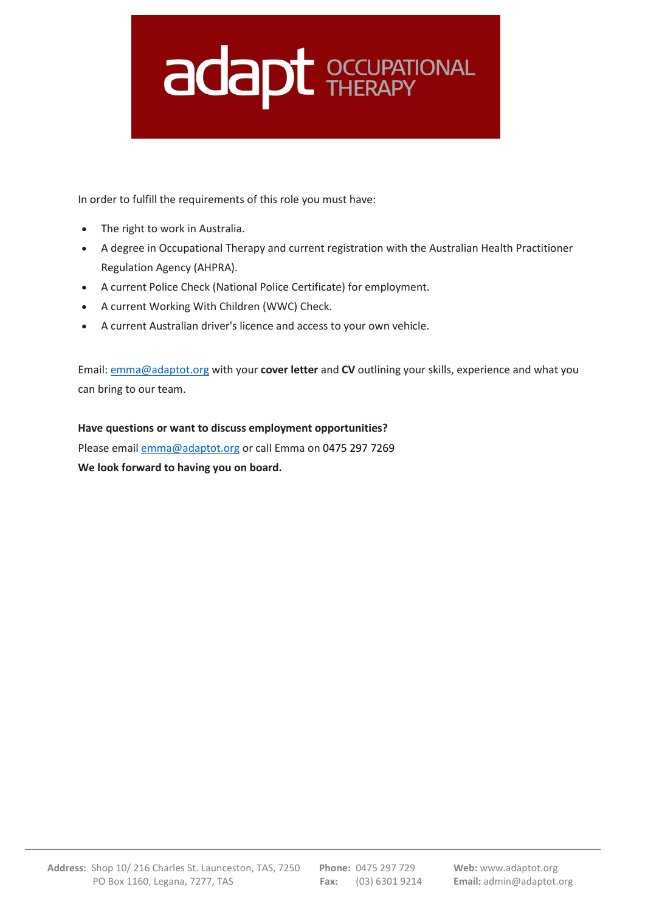In order to fulfill the requirements of this role you must have:

- The right to work in Australia.
- A degree in Occupational Therapy and current registration with the Australian Health Practitioner Regulation Agency (AHPRA).
- A current Police Check (National Police Certificate) for employment.
- A current Working With Children (WWC) Check.
- A current Australian driver's licence and access to your own vehicle.

Email: emma@adaptot.org with your **cover letter** and **CV** outlining your skills, experience and what you can bring to our team.

**Have questions or want to discuss employment opportunities?**
Please email emma@adaptot.org or call Emma on 0475 297 7269
**We look forward to having you on board.**